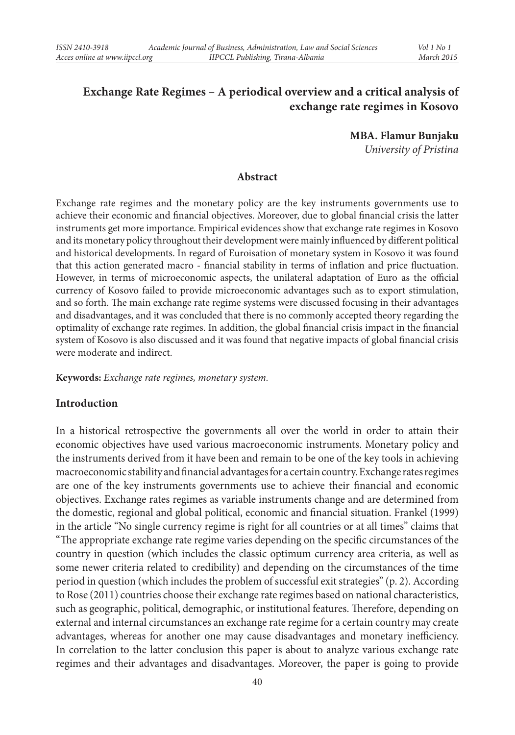# Exchange Rate Regimes – A periodical overview and a critical analysis of exchange rate regimes in Kosovo

**MBA. Flamur Bunjaku**
*University of Pristina*

## Abstract

Exchange rate regimes and the monetary policy are the key instruments governments use to achieve their economic and financial objectives. Moreover, due to global financial crisis the latter instruments get more importance. Empirical evidences show that exchange rate regimes in Kosovo and its monetary policy throughout their development were mainly influenced by different political and historical developments. In regard of Euroisation of monetary system in Kosovo it was found that this action generated macro - financial stability in terms of inflation and price fluctuation. However, in terms of microeconomic aspects, the unilateral adaptation of Euro as the official currency of Kosovo failed to provide microeconomic advantages such as to export stimulation, and so forth. The main exchange rate regime systems were discussed focusing in their advantages and disadvantages, and it was concluded that there is no commonly accepted theory regarding the optimality of exchange rate regimes. In addition, the global financial crisis impact in the financial system of Kosovo is also discussed and it was found that negative impacts of global financial crisis were moderate and indirect.

**Keywords:** *Exchange rate regimes, monetary system.*

## Introduction

In a historical retrospective the governments all over the world in order to attain their economic objectives have used various macroeconomic instruments. Monetary policy and the instruments derived from it have been and remain to be one of the key tools in achieving macroeconomic stability and financial advantages for a certain country. Exchange rates regimes are one of the key instruments governments use to achieve their financial and economic objectives. Exchange rates regimes as variable instruments change and are determined from the domestic, regional and global political, economic and financial situation. Frankel (1999) in the article "No single currency regime is right for all countries or at all times" claims that "The appropriate exchange rate regime varies depending on the specific circumstances of the country in question (which includes the classic optimum currency area criteria, as well as some newer criteria related to credibility) and depending on the circumstances of the time period in question (which includes the problem of successful exit strategies" (p. 2). According to Rose (2011) countries choose their exchange rate regimes based on national characteristics, such as geographic, political, demographic, or institutional features. Therefore, depending on external and internal circumstances an exchange rate regime for a certain country may create advantages, whereas for another one may cause disadvantages and monetary inefficiency. In correlation to the latter conclusion this paper is about to analyze various exchange rate regimes and their advantages and disadvantages. Moreover, the paper is going to provide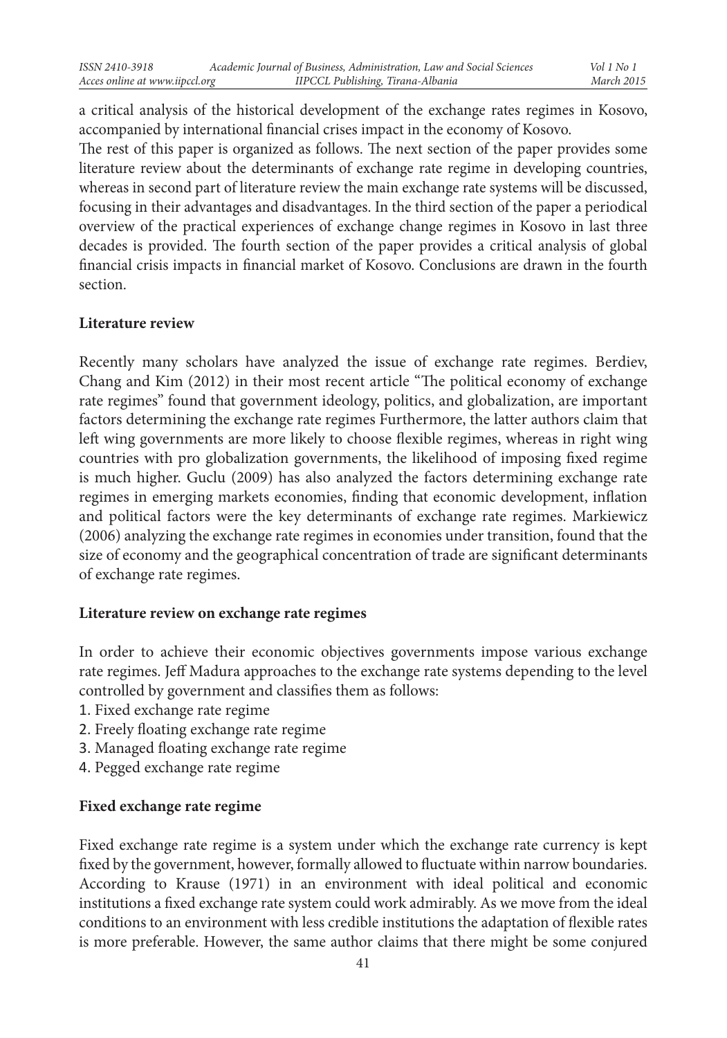a critical analysis of the historical development of the exchange rates regimes in Kosovo, accompanied by international financial crises impact in the economy of Kosovo.

The rest of this paper is organized as follows. The next section of the paper provides some literature review about the determinants of exchange rate regime in developing countries, whereas in second part of literature review the main exchange rate systems will be discussed, focusing in their advantages and disadvantages. In the third section of the paper a periodical overview of the practical experiences of exchange change regimes in Kosovo in last three decades is provided. The fourth section of the paper provides a critical analysis of global financial crisis impacts in financial market of Kosovo. Conclusions are drawn in the fourth section.

## Literature review

Recently many scholars have analyzed the issue of exchange rate regimes. Berdiev, Chang and Kim (2012) in their most recent article "The political economy of exchange rate regimes" found that government ideology, politics, and globalization, are important factors determining the exchange rate regimes Furthermore, the latter authors claim that left wing governments are more likely to choose flexible regimes, whereas in right wing countries with pro globalization governments, the likelihood of imposing fixed regime is much higher. Guclu (2009) has also analyzed the factors determining exchange rate regimes in emerging markets economies, finding that economic development, inflation and political factors were the key determinants of exchange rate regimes. Markiewicz (2006) analyzing the exchange rate regimes in economies under transition, found that the size of economy and the geographical concentration of trade are significant determinants of exchange rate regimes.

## Literature review on exchange rate regimes

In order to achieve their economic objectives governments impose various exchange rate regimes. Jeff Madura approaches to the exchange rate systems depending to the level controlled by government and classifies them as follows:

1. Fixed exchange rate regime
2. Freely floating exchange rate regime
3. Managed floating exchange rate regime
4. Pegged exchange rate regime

## Fixed exchange rate regime

Fixed exchange rate regime is a system under which the exchange rate currency is kept fixed by the government, however, formally allowed to fluctuate within narrow boundaries. According to Krause (1971) in an environment with ideal political and economic institutions a fixed exchange rate system could work admirably. As we move from the ideal conditions to an environment with less credible institutions the adaptation of flexible rates is more preferable. However, the same author claims that there might be some conjured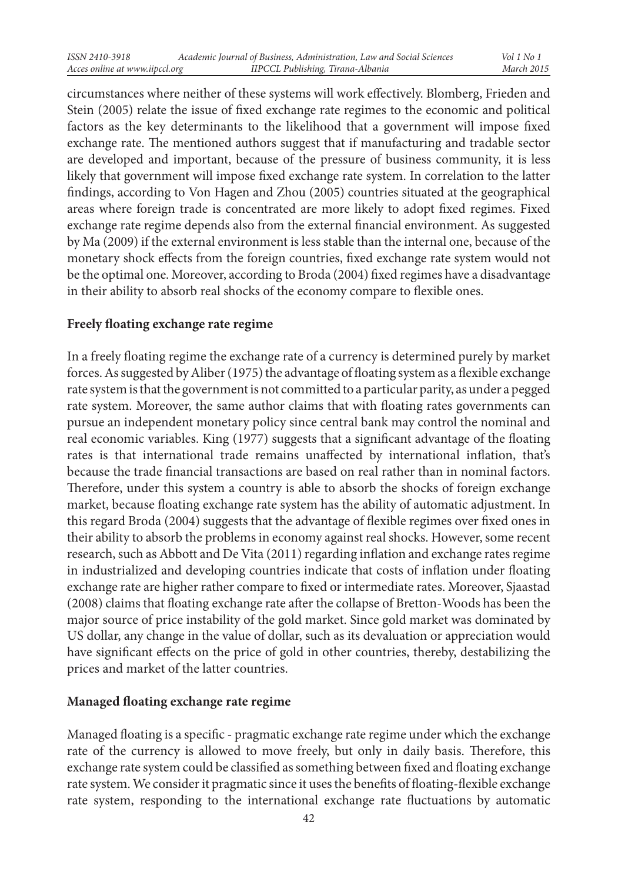circumstances where neither of these systems will work effectively. Blomberg, Frieden and Stein (2005) relate the issue of fixed exchange rate regimes to the economic and political factors as the key determinants to the likelihood that a government will impose fixed exchange rate. The mentioned authors suggest that if manufacturing and tradable sector are developed and important, because of the pressure of business community, it is less likely that government will impose fixed exchange rate system. In correlation to the latter findings, according to Von Hagen and Zhou (2005) countries situated at the geographical areas where foreign trade is concentrated are more likely to adopt fixed regimes. Fixed exchange rate regime depends also from the external financial environment. As suggested by Ma (2009) if the external environment is less stable than the internal one, because of the monetary shock effects from the foreign countries, fixed exchange rate system would not be the optimal one. Moreover, according to Broda (2004) fixed regimes have a disadvantage in their ability to absorb real shocks of the economy compare to flexible ones.

**Freely floating exchange rate regime**

In a freely floating regime the exchange rate of a currency is determined purely by market forces. As suggested by Aliber (1975) the advantage of floating system as a flexible exchange rate system is that the government is not committed to a particular parity, as under a pegged rate system. Moreover, the same author claims that with floating rates governments can pursue an independent monetary policy since central bank may control the nominal and real economic variables. King (1977) suggests that a significant advantage of the floating rates is that international trade remains unaffected by international inflation, that's because the trade financial transactions are based on real rather than in nominal factors. Therefore, under this system a country is able to absorb the shocks of foreign exchange market, because floating exchange rate system has the ability of automatic adjustment. In this regard Broda (2004) suggests that the advantage of flexible regimes over fixed ones in their ability to absorb the problems in economy against real shocks. However, some recent research, such as Abbott and De Vita (2011) regarding inflation and exchange rates regime in industrialized and developing countries indicate that costs of inflation under floating exchange rate are higher rather compare to fixed or intermediate rates. Moreover, Sjaastad (2008) claims that floating exchange rate after the collapse of Bretton-Woods has been the major source of price instability of the gold market. Since gold market was dominated by US dollar, any change in the value of dollar, such as its devaluation or appreciation would have significant effects on the price of gold in other countries, thereby, destabilizing the prices and market of the latter countries.

**Managed floating exchange rate regime**

Managed floating is a specific - pragmatic exchange rate regime under which the exchange rate of the currency is allowed to move freely, but only in daily basis. Therefore, this exchange rate system could be classified as something between fixed and floating exchange rate system. We consider it pragmatic since it uses the benefits of floating-flexible exchange rate system, responding to the international exchange rate fluctuations by automatic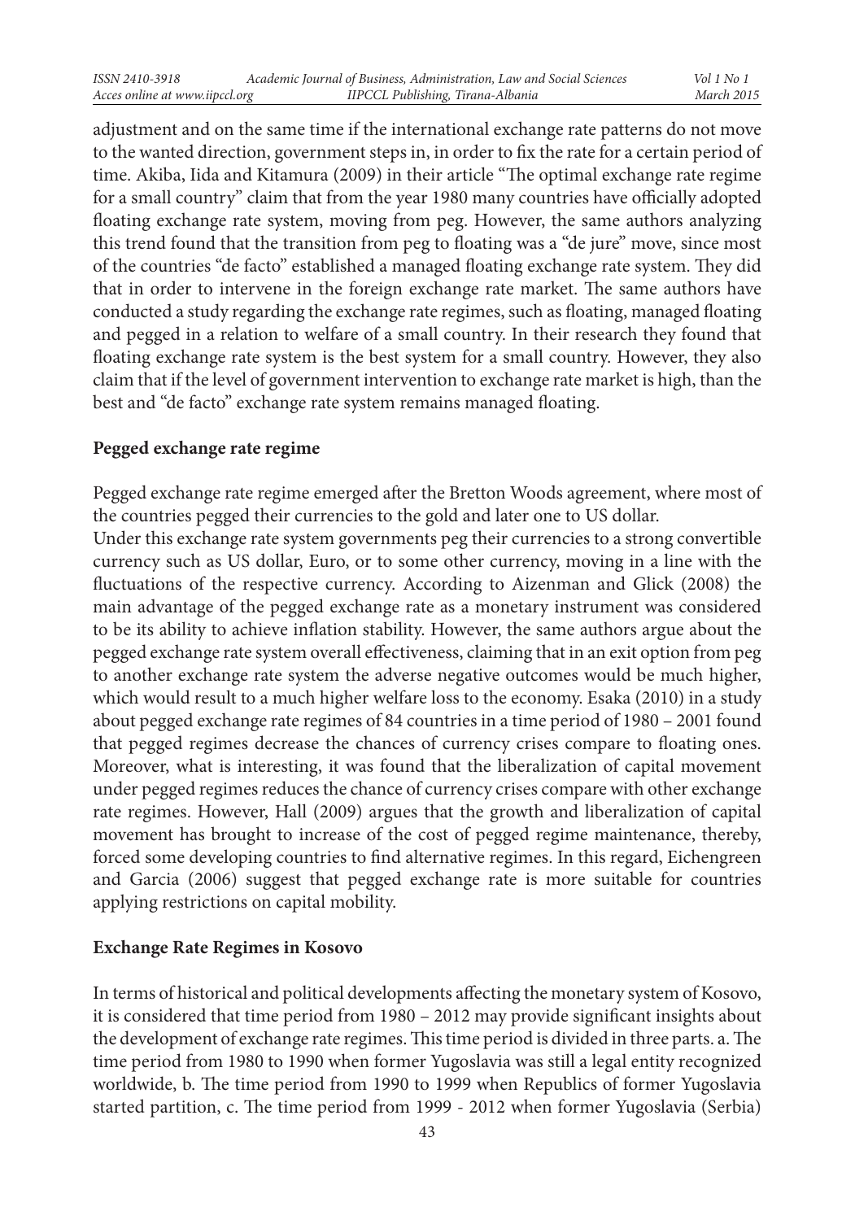adjustment and on the same time if the international exchange rate patterns do not move to the wanted direction, government steps in, in order to fix the rate for a certain period of time. Akiba, Iida and Kitamura (2009) in their article "The optimal exchange rate regime for a small country" claim that from the year 1980 many countries have officially adopted floating exchange rate system, moving from peg. However, the same authors analyzing this trend found that the transition from peg to floating was a "de jure" move, since most of the countries "de facto" established a managed floating exchange rate system. They did that in order to intervene in the foreign exchange rate market. The same authors have conducted a study regarding the exchange rate regimes, such as floating, managed floating and pegged in a relation to welfare of a small country. In their research they found that floating exchange rate system is the best system for a small country. However, they also claim that if the level of government intervention to exchange rate market is high, than the best and "de facto" exchange rate system remains managed floating.

**Pegged exchange rate regime**

Pegged exchange rate regime emerged after the Bretton Woods agreement, where most of the countries pegged their currencies to the gold and later one to US dollar.

Under this exchange rate system governments peg their currencies to a strong convertible currency such as US dollar, Euro, or to some other currency, moving in a line with the fluctuations of the respective currency. According to Aizenman and Glick (2008) the main advantage of the pegged exchange rate as a monetary instrument was considered to be its ability to achieve inflation stability. However, the same authors argue about the pegged exchange rate system overall effectiveness, claiming that in an exit option from peg to another exchange rate system the adverse negative outcomes would be much higher, which would result to a much higher welfare loss to the economy. Esaka (2010) in a study about pegged exchange rate regimes of 84 countries in a time period of 1980 – 2001 found that pegged regimes decrease the chances of currency crises compare to floating ones. Moreover, what is interesting, it was found that the liberalization of capital movement under pegged regimes reduces the chance of currency crises compare with other exchange rate regimes. However, Hall (2009) argues that the growth and liberalization of capital movement has brought to increase of the cost of pegged regime maintenance, thereby, forced some developing countries to find alternative regimes. In this regard, Eichengreen and Garcia (2006) suggest that pegged exchange rate is more suitable for countries applying restrictions on capital mobility.

**Exchange Rate Regimes in Kosovo**

In terms of historical and political developments affecting the monetary system of Kosovo, it is considered that time period from 1980 – 2012 may provide significant insights about the development of exchange rate regimes. This time period is divided in three parts. a. The time period from 1980 to 1990 when former Yugoslavia was still a legal entity recognized worldwide, b. The time period from 1990 to 1999 when Republics of former Yugoslavia started partition, c. The time period from 1999 - 2012 when former Yugoslavia (Serbia)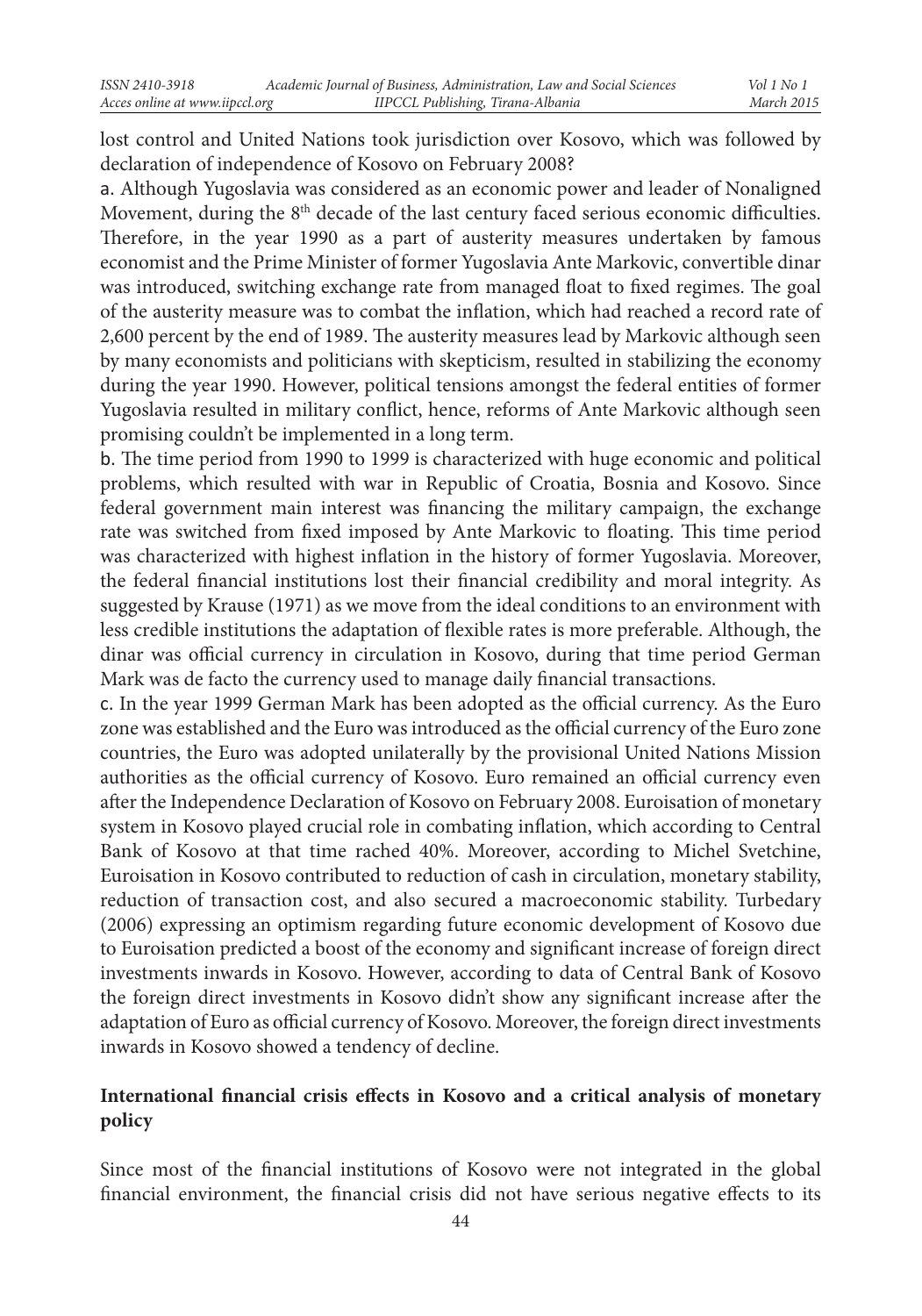lost control and United Nations took jurisdiction over Kosovo, which was followed by declaration of independence of Kosovo on February 2008?

a. Although Yugoslavia was considered as an economic power and leader of Nonaligned Movement, during the 8th decade of the last century faced serious economic difficulties. Therefore, in the year 1990 as a part of austerity measures undertaken by famous economist and the Prime Minister of former Yugoslavia Ante Markovic, convertible dinar was introduced, switching exchange rate from managed float to fixed regimes. The goal of the austerity measure was to combat the inflation, which had reached a record rate of 2,600 percent by the end of 1989. The austerity measures lead by Markovic although seen by many economists and politicians with skepticism, resulted in stabilizing the economy during the year 1990. However, political tensions amongst the federal entities of former Yugoslavia resulted in military conflict, hence, reforms of Ante Markovic although seen promising couldn't be implemented in a long term.

b. The time period from 1990 to 1999 is characterized with huge economic and political problems, which resulted with war in Republic of Croatia, Bosnia and Kosovo. Since federal government main interest was financing the military campaign, the exchange rate was switched from fixed imposed by Ante Markovic to floating. This time period was characterized with highest inflation in the history of former Yugoslavia. Moreover, the federal financial institutions lost their financial credibility and moral integrity. As suggested by Krause (1971) as we move from the ideal conditions to an environment with less credible institutions the adaptation of flexible rates is more preferable. Although, the dinar was official currency in circulation in Kosovo, during that time period German Mark was de facto the currency used to manage daily financial transactions.

c. In the year 1999 German Mark has been adopted as the official currency. As the Euro zone was established and the Euro was introduced as the official currency of the Euro zone countries, the Euro was adopted unilaterally by the provisional United Nations Mission authorities as the official currency of Kosovo. Euro remained an official currency even after the Independence Declaration of Kosovo on February 2008. Euroisation of monetary system in Kosovo played crucial role in combating inflation, which according to Central Bank of Kosovo at that time rached 40%. Moreover, according to Michel Svetchine, Euroisation in Kosovo contributed to reduction of cash in circulation, monetary stability, reduction of transaction cost, and also secured a macroeconomic stability. Turbedary (2006) expressing an optimism regarding future economic development of Kosovo due to Euroisation predicted a boost of the economy and significant increase of foreign direct investments inwards in Kosovo. However, according to data of Central Bank of Kosovo the foreign direct investments in Kosovo didn't show any significant increase after the adaptation of Euro as official currency of Kosovo. Moreover, the foreign direct investments inwards in Kosovo showed a tendency of decline.

## International financial crisis effects in Kosovo and a critical analysis of monetary policy

Since most of the financial institutions of Kosovo were not integrated in the global financial environment, the financial crisis did not have serious negative effects to its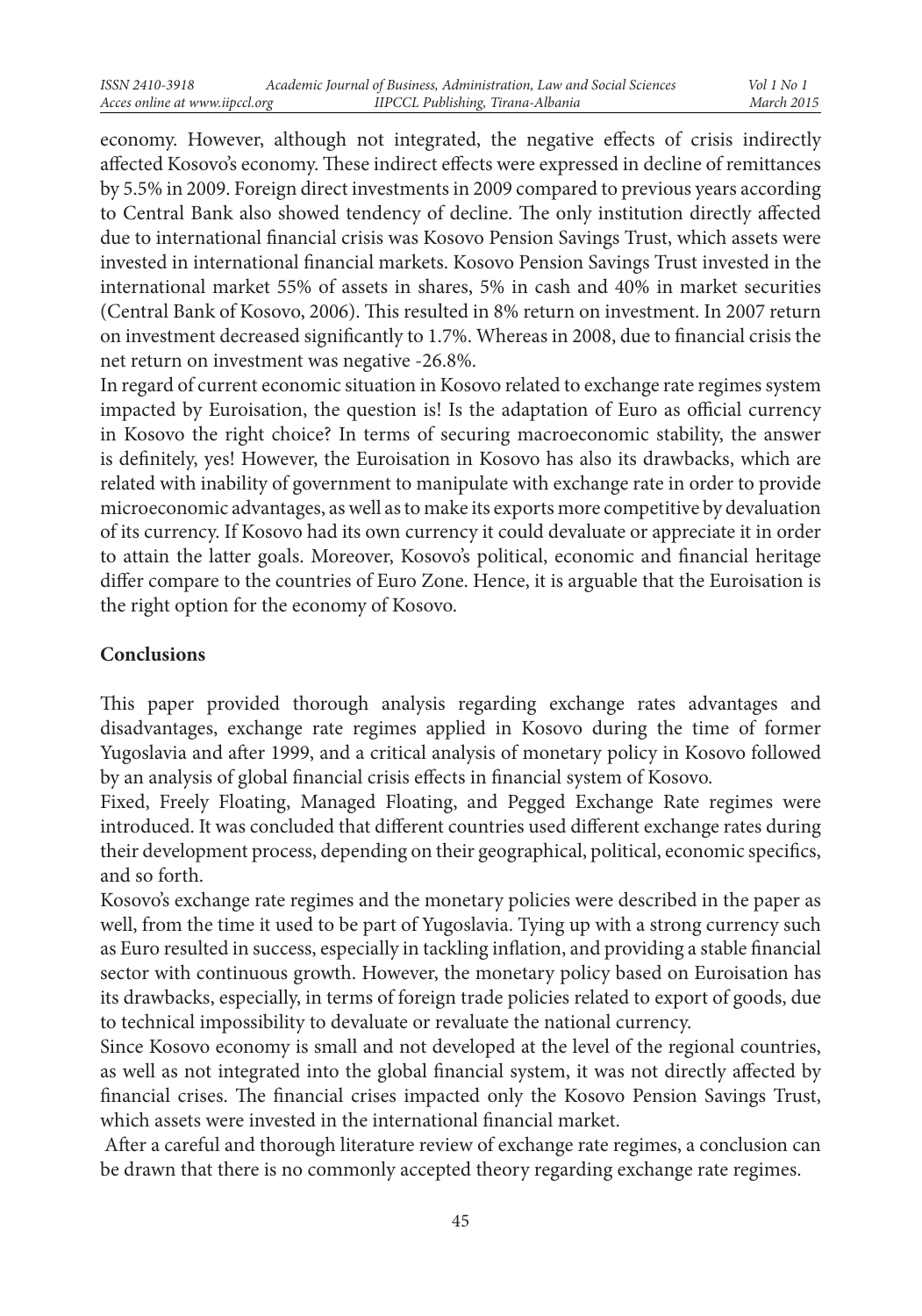economy. However, although not integrated, the negative effects of crisis indirectly affected Kosovo's economy. These indirect effects were expressed in decline of remittances by 5.5% in 2009. Foreign direct investments in 2009 compared to previous years according to Central Bank also showed tendency of decline. The only institution directly affected due to international financial crisis was Kosovo Pension Savings Trust, which assets were invested in international financial markets. Kosovo Pension Savings Trust invested in the international market 55% of assets in shares, 5% in cash and 40% in market securities (Central Bank of Kosovo, 2006). This resulted in 8% return on investment. In 2007 return on investment decreased significantly to 1.7%. Whereas in 2008, due to financial crisis the net return on investment was negative -26.8%.

In regard of current economic situation in Kosovo related to exchange rate regimes system impacted by Euroisation, the question is! Is the adaptation of Euro as official currency in Kosovo the right choice? In terms of securing macroeconomic stability, the answer is definitely, yes! However, the Euroisation in Kosovo has also its drawbacks, which are related with inability of government to manipulate with exchange rate in order to provide microeconomic advantages, as well as to make its exports more competitive by devaluation of its currency. If Kosovo had its own currency it could devaluate or appreciate it in order to attain the latter goals. Moreover, Kosovo's political, economic and financial heritage differ compare to the countries of Euro Zone. Hence, it is arguable that the Euroisation is the right option for the economy of Kosovo.

## Conclusions

This paper provided thorough analysis regarding exchange rates advantages and disadvantages, exchange rate regimes applied in Kosovo during the time of former Yugoslavia and after 1999, and a critical analysis of monetary policy in Kosovo followed by an analysis of global financial crisis effects in financial system of Kosovo.

Fixed, Freely Floating, Managed Floating, and Pegged Exchange Rate regimes were introduced. It was concluded that different countries used different exchange rates during their development process, depending on their geographical, political, economic specifics, and so forth.

Kosovo's exchange rate regimes and the monetary policies were described in the paper as well, from the time it used to be part of Yugoslavia. Tying up with a strong currency such as Euro resulted in success, especially in tackling inflation, and providing a stable financial sector with continuous growth. However, the monetary policy based on Euroisation has its drawbacks, especially, in terms of foreign trade policies related to export of goods, due to technical impossibility to devaluate or revaluate the national currency.

Since Kosovo economy is small and not developed at the level of the regional countries, as well as not integrated into the global financial system, it was not directly affected by financial crises. The financial crises impacted only the Kosovo Pension Savings Trust, which assets were invested in the international financial market.

After a careful and thorough literature review of exchange rate regimes, a conclusion can be drawn that there is no commonly accepted theory regarding exchange rate regimes.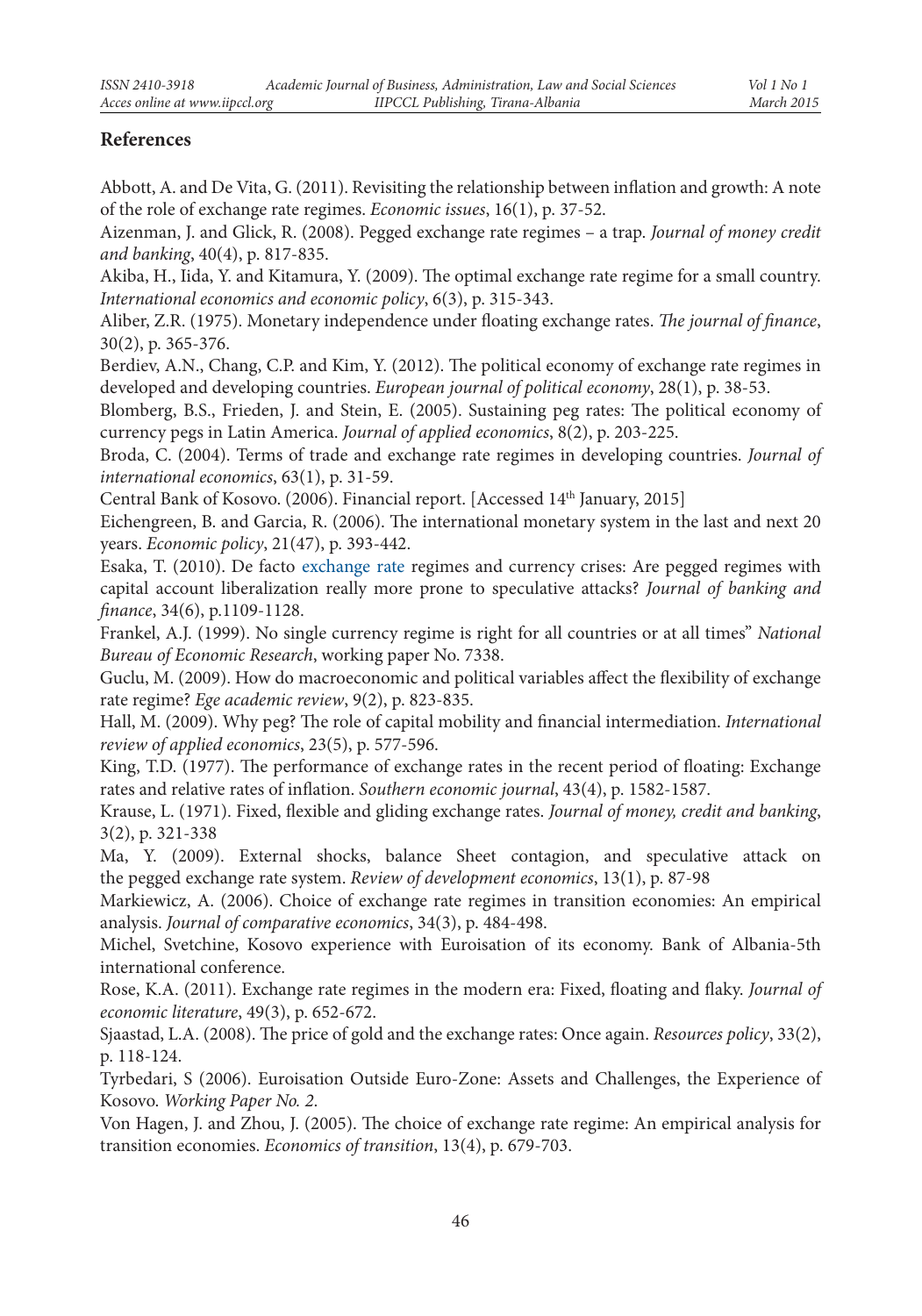## References

Abbott, A. and De Vita, G. (2011). Revisiting the relationship between inflation and growth: A note of the role of exchange rate regimes. *Economic issues*, 16(1), p. 37-52.

Aizenman, J. and Glick, R. (2008). Pegged exchange rate regimes – a trap. *Journal of money credit and banking*, 40(4), p. 817-835.

Akiba, H., Iida, Y. and Kitamura, Y. (2009). The optimal exchange rate regime for a small country. *International economics and economic policy*, 6(3), p. 315-343.

Aliber, Z.R. (1975). Monetary independence under floating exchange rates. *The journal of finance*, 30(2), p. 365-376.

Berdiev, A.N., Chang, C.P. and Kim, Y. (2012). The political economy of exchange rate regimes in developed and developing countries. *European journal of political economy*, 28(1), p. 38-53.

Blomberg, B.S., Frieden, J. and Stein, E. (2005). Sustaining peg rates: The political economy of currency pegs in Latin America. *Journal of applied economics*, 8(2), p. 203-225.

Broda, C. (2004). Terms of trade and exchange rate regimes in developing countries. *Journal of international economics*, 63(1), p. 31-59.

Central Bank of Kosovo. (2006). Financial report. [Accessed 14th January, 2015]

Eichengreen, B. and Garcia, R. (2006). The international monetary system in the last and next 20 years. *Economic policy*, 21(47), p. 393-442.

Esaka, T. (2010). De facto exchange rate regimes and currency crises: Are pegged regimes with capital account liberalization really more prone to speculative attacks? *Journal of banking and finance*, 34(6), p.1109-1128.

Frankel, A.J. (1999). No single currency regime is right for all countries or at all times" *National Bureau of Economic Research*, working paper No. 7338.

Guclu, M. (2009). How do macroeconomic and political variables affect the flexibility of exchange rate regime? *Ege academic review*, 9(2), p. 823-835.

Hall, M. (2009). Why peg? The role of capital mobility and financial intermediation. *International review of applied economics*, 23(5), p. 577-596.

King, T.D. (1977). The performance of exchange rates in the recent period of floating: Exchange rates and relative rates of inflation. *Southern economic journal*, 43(4), p. 1582-1587.

Krause, L. (1971). Fixed, flexible and gliding exchange rates. *Journal of money, credit and banking*, 3(2), p. 321-338

Ma, Y. (2009). External shocks, balance Sheet contagion, and speculative attack on the pegged exchange rate system. *Review of development economics*, 13(1), p. 87-98

Markiewicz, A. (2006). Choice of exchange rate regimes in transition economies: An empirical analysis. *Journal of comparative economics*, 34(3), p. 484-498.

Michel, Svetchine, Kosovo experience with Euroisation of its economy. Bank of Albania-5th international conference.

Rose, K.A. (2011). Exchange rate regimes in the modern era: Fixed, floating and flaky. *Journal of economic literature*, 49(3), p. 652-672.

Sjaastad, L.A. (2008). The price of gold and the exchange rates: Once again. *Resources policy*, 33(2), p. 118-124.

Tyrbedari, S (2006). Euroisation Outside Euro-Zone: Assets and Challenges, the Experience of Kosovo. *Working Paper No. 2.*

Von Hagen, J. and Zhou, J. (2005). The choice of exchange rate regime: An empirical analysis for transition economies. *Economics of transition*, 13(4), p. 679-703.